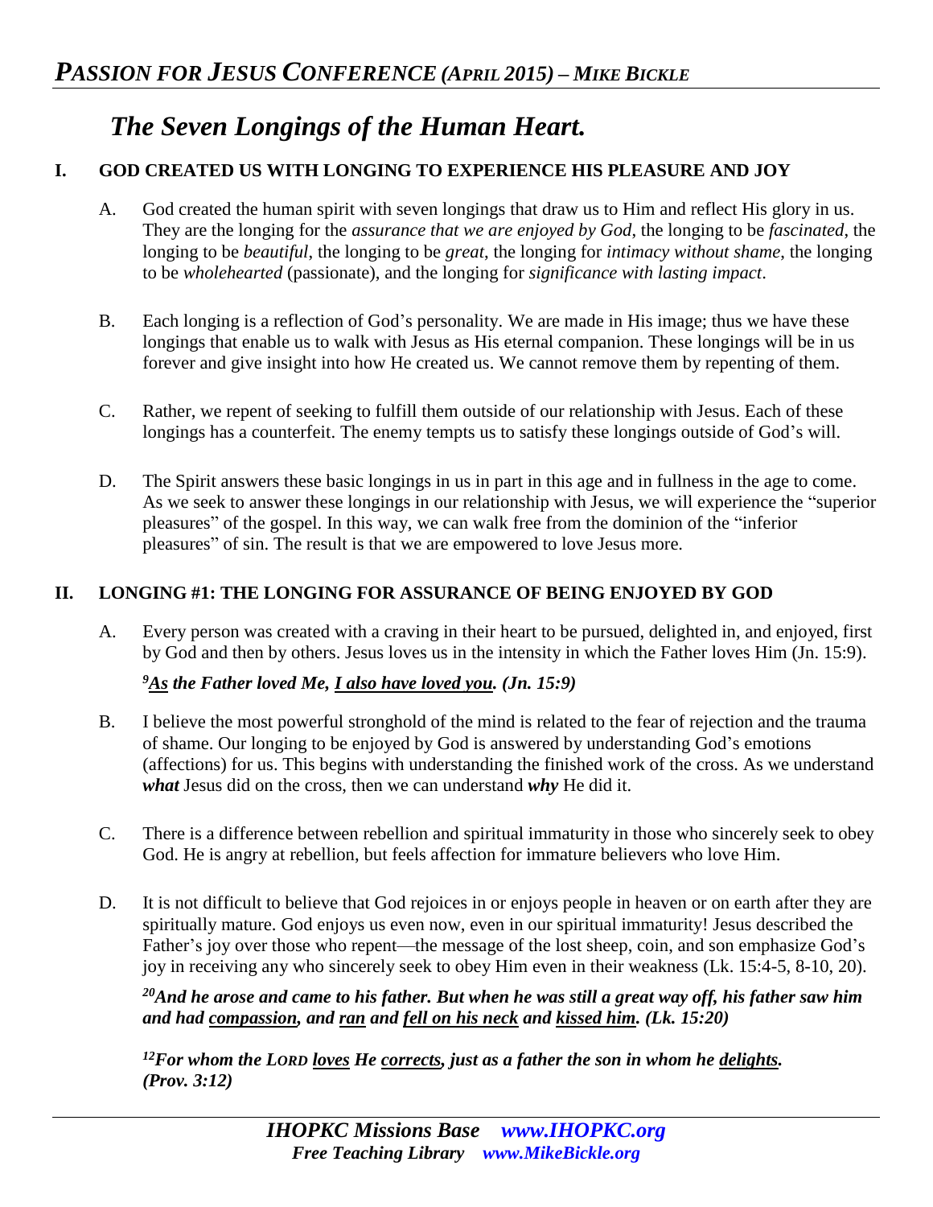# *The Seven Longings of the Human Heart.*

## I. GOD CREATED US WITH LONGING TO EXPERIENCE HIS PLEASURE AND JOY

A. God created the human spirit with seven longings that draw us to Him and reflect His glory in us. They are the longing for the *assurance that we are enjoyed by God*, the longing to be *fascinated*, the longing to be *beautiful*, the longing to be *great*, the longing for *intimacy without shame*, the longing to be *wholehearted* (passionate), and the longing for *significance with lasting impact*.

B. Each longing is a reflection of God's personality. We are made in His image; thus we have these longings that enable us to walk with Jesus as His eternal companion. These longings will be in us forever and give insight into how He created us. We cannot remove them by repenting of them.

C. Rather, we repent of seeking to fulfill them outside of our relationship with Jesus. Each of these longings has a counterfeit. The enemy tempts us to satisfy these longings outside of God's will.

D. The Spirit answers these basic longings in us in part in this age and in fullness in the age to come. As we seek to answer these longings in our relationship with Jesus, we will experience the "superior pleasures" of the gospel. In this way, we can walk free from the dominion of the "inferior pleasures" of sin. The result is that we are empowered to love Jesus more.

## II. LONGING #1: THE LONGING FOR ASSURANCE OF BEING ENJOYED BY GOD

A. Every person was created with a craving in their heart to be pursued, delighted in, and enjoyed, first by God and then by others. Jesus loves us in the intensity in which the Father loves Him (Jn. 15:9).

***[9] <u>As</u> the Father loved Me, <u>I also have loved you</u>. (Jn. 15:9)***

B. I believe the most powerful stronghold of the mind is related to the fear of rejection and the trauma of shame. Our longing to be enjoyed by God is answered by understanding God's emotions (affections) for us. This begins with understanding the finished work of the cross. As we understand ***what*** Jesus did on the cross, then we can understand ***why*** He did it.

C. There is a difference between rebellion and spiritual immaturity in those who sincerely seek to obey God. He is angry at rebellion, but feels affection for immature believers who love Him.

D. It is not difficult to believe that God rejoices in or enjoys people in heaven or on earth after they are spiritually mature. God enjoys us even now, even in our spiritual immaturity! Jesus described the Father's joy over those who repent—the message of the lost sheep, coin, and son emphasize God's joy in receiving any who sincerely seek to obey Him even in their weakness (Lk. 15:4-5, 8-10, 20).

***[20] And he arose and came to his father. But when he was still a great way off, his father saw him and had <u>compassion</u>, and <u>ran</u> and <u>fell on his neck</u> and <u>kissed him</u>. (Lk. 15:20)***

***[12] For whom the LORD <u>loves</u> He <u>corrects</u>, just as a father the son in whom he <u>delights</u>. (Prov. 3:12)***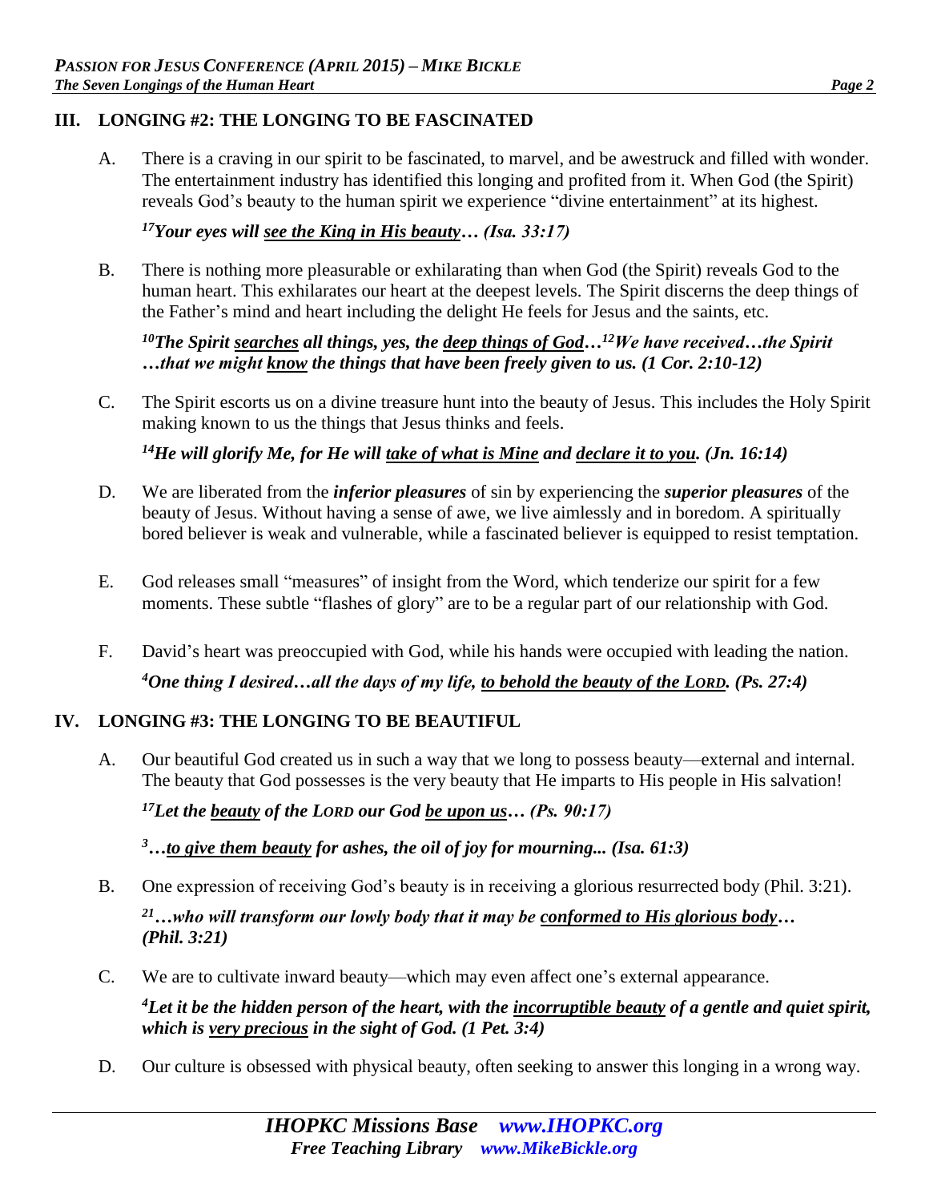## III. LONGING #2: THE LONGING TO BE FASCINATED

A. There is a craving in our spirit to be fascinated, to marvel, and be awestruck and filled with wonder. The entertainment industry has identified this longing and profited from it. When God (the Spirit) reveals God's beauty to the human spirit we experience "divine entertainment" at its highest.

> ***[17]Your eyes will see the King in His beauty… (Isa. 33:17)***

B. There is nothing more pleasurable or exhilarating than when God (the Spirit) reveals God to the human heart. This exhilarates our heart at the deepest levels. The Spirit discerns the deep things of the Father's mind and heart including the delight He feels for Jesus and the saints, etc.

> ***[10]The Spirit searches all things, yes, the deep things of God…[12]We have received…the Spirit …that we might know the things that have been freely given to us. (1 Cor. 2:10-12)***

C. The Spirit escorts us on a divine treasure hunt into the beauty of Jesus. This includes the Holy Spirit making known to us the things that Jesus thinks and feels.

> ***[14]He will glorify Me, for He will take of what is Mine and declare it to you. (Jn. 16:14)***

D. We are liberated from the ***inferior pleasures*** of sin by experiencing the ***superior pleasures*** of the beauty of Jesus. Without having a sense of awe, we live aimlessly and in boredom. A spiritually bored believer is weak and vulnerable, while a fascinated believer is equipped to resist temptation.

E. God releases small "measures" of insight from the Word, which tenderize our spirit for a few moments. These subtle "flashes of glory" are to be a regular part of our relationship with God.

F. David's heart was preoccupied with God, while his hands were occupied with leading the nation.

> ***[4]One thing I desired…all the days of my life, to behold the beauty of the LORD. (Ps. 27:4)***

## IV. LONGING #3: THE LONGING TO BE BEAUTIFUL

A. Our beautiful God created us in such a way that we long to possess beauty—external and internal. The beauty that God possesses is the very beauty that He imparts to His people in His salvation!

> ***[17]Let the beauty of the LORD our God be upon us… (Ps. 90:17)***
>
> ***[3]…to give them beauty for ashes, the oil of joy for mourning... (Isa. 61:3)***

B. One expression of receiving God's beauty is in receiving a glorious resurrected body (Phil. 3:21).

> ***[21]…who will transform our lowly body that it may be conformed to His glorious body… (Phil. 3:21)***

C. We are to cultivate inward beauty—which may even affect one's external appearance.

> ***[4]Let it be the hidden person of the heart, with the incorruptible beauty of a gentle and quiet spirit, which is very precious in the sight of God. (1 Pet. 3:4)***

D. Our culture is obsessed with physical beauty, often seeking to answer this longing in a wrong way.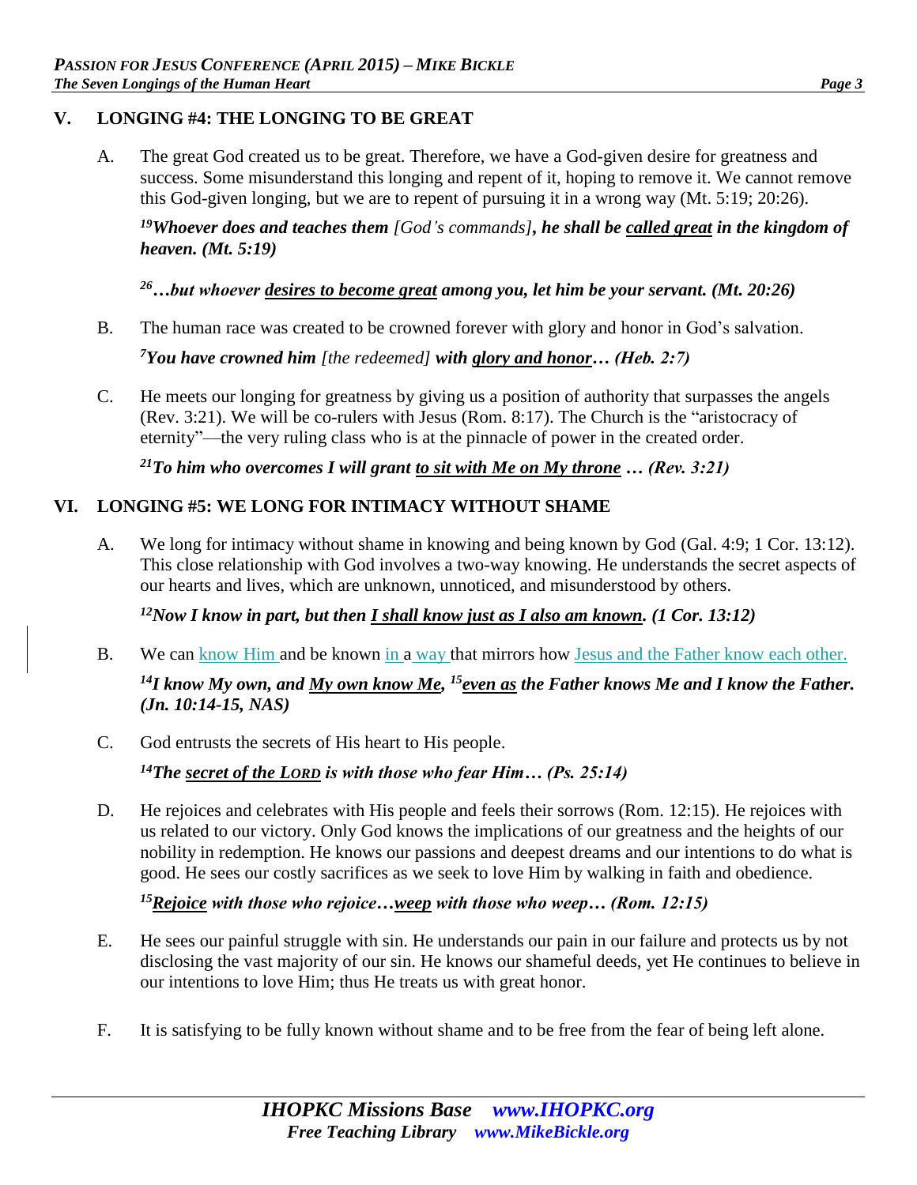## V. LONGING #4: THE LONGING TO BE GREAT

A. The great God created us to be great. Therefore, we have a God-given desire for greatness and success. Some misunderstand this longing and repent of it, hoping to remove it. We cannot remove this God-given longing, but we are to repent of pursuing it in a wrong way (Mt. 5:19; 20:26).

***[19]Whoever does and teaches them** [God's commands]**, he shall be <u>called great</u> in the kingdom of heaven. (Mt. 5:19)***

***[26]…but whoever <u>desires to become great</u> among you, let him be your servant. (Mt. 20:26)***

B. The human race was created to be crowned forever with glory and honor in God's salvation.

***[7]You have crowned him** [the redeemed] **with <u>glory and honor</u>… (Heb. 2:7)***

C. He meets our longing for greatness by giving us a position of authority that surpasses the angels (Rev. 3:21). We will be co-rulers with Jesus (Rom. 8:17). The Church is the "aristocracy of eternity"—the very ruling class who is at the pinnacle of power in the created order.

***[21]To him who overcomes I will grant <u>to sit with Me on My throne</u> … (Rev. 3:21)***

## VI. LONGING #5: WE LONG FOR INTIMACY WITHOUT SHAME

A. We long for intimacy without shame in knowing and being known by God (Gal. 4:9; 1 Cor. 13:12). This close relationship with God involves a two-way knowing. He understands the secret aspects of our hearts and lives, which are unknown, unnoticed, and misunderstood by others.

***[12]Now I know in part, but then <u>I shall know just as I also am known</u>. (1 Cor. 13:12)***

B. We can know Him and be known in a way that mirrors how Jesus and the Father know each other.

***[14]I know My own, and <u>My own know Me</u>, [15]<u>even as</u> the Father knows Me and I know the Father. (Jn. 10:14-15, NAS)***

C. God entrusts the secrets of His heart to His people.

***[14]The <u>secret of the LORD</u> is with those who fear Him… (Ps. 25:14)***

D. He rejoices and celebrates with His people and feels their sorrows (Rom. 12:15). He rejoices with us related to our victory. Only God knows the implications of our greatness and the heights of our nobility in redemption. He knows our passions and deepest dreams and our intentions to do what is good. He sees our costly sacrifices as we seek to love Him by walking in faith and obedience.

***[15]<u>Rejoice</u> with those who rejoice…<u>weep</u> with those who weep… (Rom. 12:15)***

E. He sees our painful struggle with sin. He understands our pain in our failure and protects us by not disclosing the vast majority of our sin. He knows our shameful deeds, yet He continues to believe in our intentions to love Him; thus He treats us with great honor.

F. It is satisfying to be fully known without shame and to be free from the fear of being left alone.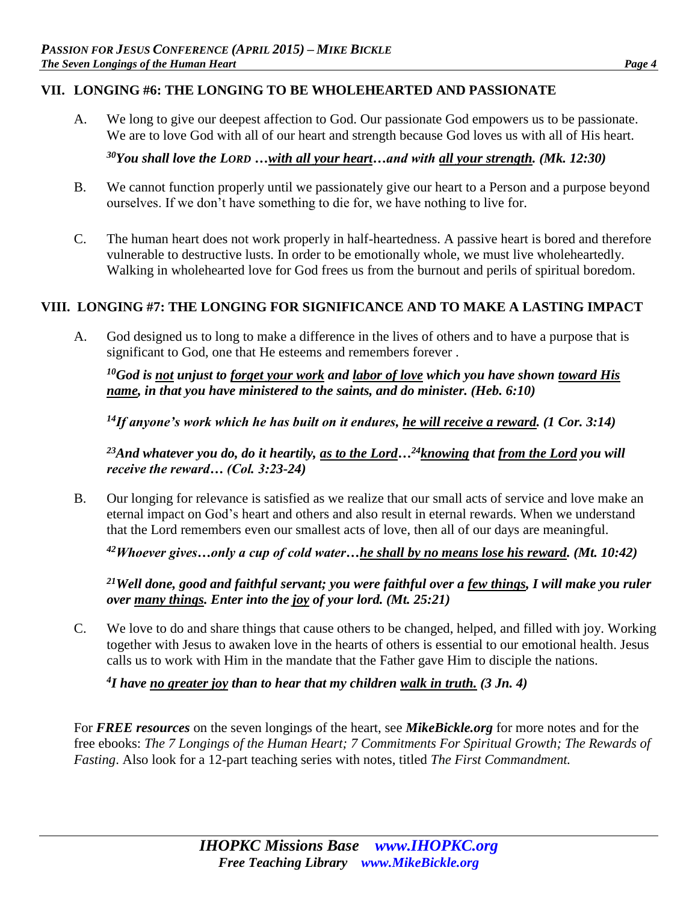## VII. LONGING #6: THE LONGING TO BE WHOLEHEARTED AND PASSIONATE

A. We long to give our deepest affection to God. Our passionate God empowers us to be passionate. We are to love God with all of our heart and strength because God loves us with all of His heart.

***[30]You shall love the LORD …<u>with all your heart</u>…and with <u>all your strength</u>. (Mk. 12:30)***

B. We cannot function properly until we passionately give our heart to a Person and a purpose beyond ourselves. If we don't have something to die for, we have nothing to live for.

C. The human heart does not work properly in half-heartedness. A passive heart is bored and therefore vulnerable to destructive lusts. In order to be emotionally whole, we must live wholeheartedly. Walking in wholehearted love for God frees us from the burnout and perils of spiritual boredom.

## VIII. LONGING #7: THE LONGING FOR SIGNIFICANCE AND TO MAKE A LASTING IMPACT

A. God designed us to long to make a difference in the lives of others and to have a purpose that is significant to God, one that He esteems and remembers forever .

***[10]God is <u>not</u> unjust to <u>forget your work</u> and <u>labor of love</u> which you have shown <u>toward His name</u>, in that you have ministered to the saints, and do minister. (Heb. 6:10)***

***[14]If anyone's work which he has built on it endures, <u>he will receive a reward</u>. (1 Cor. 3:14)***

***[23]And whatever you do, do it heartily, <u>as to the Lord</u>…[24]<u>knowing</u> that <u>from the Lord</u> you will receive the reward… (Col. 3:23-24)***

B. Our longing for relevance is satisfied as we realize that our small acts of service and love make an eternal impact on God's heart and others and also result in eternal rewards. When we understand that the Lord remembers even our smallest acts of love, then all of our days are meaningful.

***[42]Whoever gives…only a cup of cold water…<u>he shall by no means lose his reward</u>. (Mt. 10:42)***

***[21]Well done, good and faithful servant; you were faithful over a <u>few things</u>, I will make you ruler over <u>many things</u>. Enter into the <u>joy</u> of your lord. (Mt. 25:21)***

C. We love to do and share things that cause others to be changed, helped, and filled with joy. Working together with Jesus to awaken love in the hearts of others is essential to our emotional health. Jesus calls us to work with Him in the mandate that the Father gave Him to disciple the nations.

***[4]I have <u>no greater joy</u> than to hear that my children <u>walk in truth.</u> (3 Jn. 4)***

For ***FREE resources*** on the seven longings of the heart, see ***MikeBickle.org*** for more notes and for the free ebooks: *The 7 Longings of the Human Heart; 7 Commitments For Spiritual Growth; The Rewards of Fasting*. Also look for a 12-part teaching series with notes, titled *The First Commandment.*